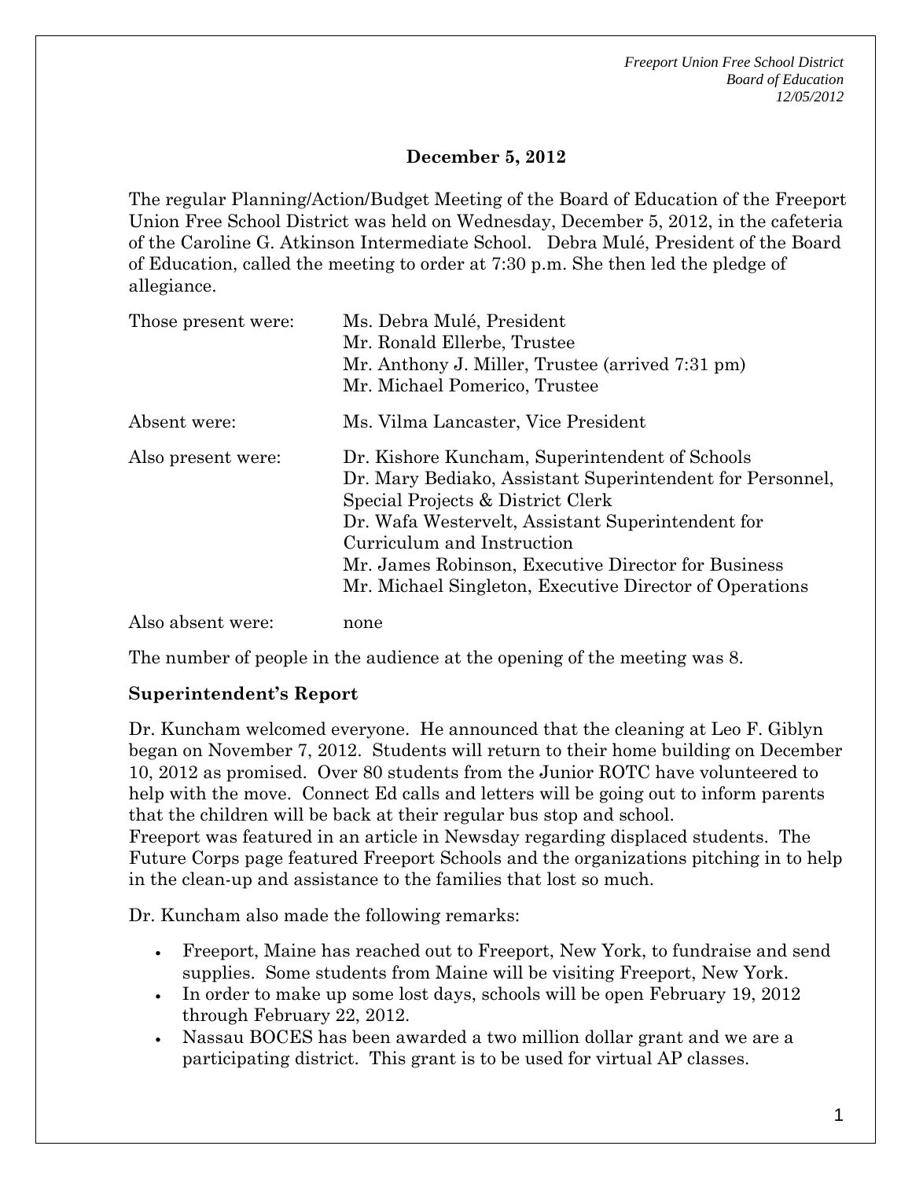**December 5, 2012**

The regular Planning/Action/Budget Meeting of the Board of Education of the Freeport Union Free School District was held on Wednesday, December 5, 2012, in the cafeteria of the Caroline G. Atkinson Intermediate School. Debra Mulé, President of the Board of Education, called the meeting to order at 7:30 p.m. She then led the pledge of allegiance.

| | |
|---|---|
| Those present were: | Ms. Debra Mulé, President<br>Mr. Ronald Ellerbe, Trustee<br>Mr. Anthony J. Miller, Trustee (arrived 7:31 pm)<br>Mr. Michael Pomerico, Trustee |
| Absent were: | Ms. Vilma Lancaster, Vice President |
| Also present were: | Dr. Kishore Kuncham, Superintendent of Schools<br>Dr. Mary Bediako, Assistant Superintendent for Personnel, Special Projects & District Clerk<br>Dr. Wafa Westervelt, Assistant Superintendent for Curriculum and Instruction<br>Mr. James Robinson, Executive Director for Business<br>Mr. Michael Singleton, Executive Director of Operations |
| Also absent were: | none |

The number of people in the audience at the opening of the meeting was 8.

**Superintendent's Report**

Dr. Kuncham welcomed everyone. He announced that the cleaning at Leo F. Giblyn began on November 7, 2012. Students will return to their home building on December 10, 2012 as promised. Over 80 students from the Junior ROTC have volunteered to help with the move. Connect Ed calls and letters will be going out to inform parents that the children will be back at their regular bus stop and school.
Freeport was featured in an article in Newsday regarding displaced students. The Future Corps page featured Freeport Schools and the organizations pitching in to help in the clean-up and assistance to the families that lost so much.

Dr. Kuncham also made the following remarks:

- Freeport, Maine has reached out to Freeport, New York, to fundraise and send supplies. Some students from Maine will be visiting Freeport, New York.
- In order to make up some lost days, schools will be open February 19, 2012 through February 22, 2012.
- Nassau BOCES has been awarded a two million dollar grant and we are a participating district. This grant is to be used for virtual AP classes.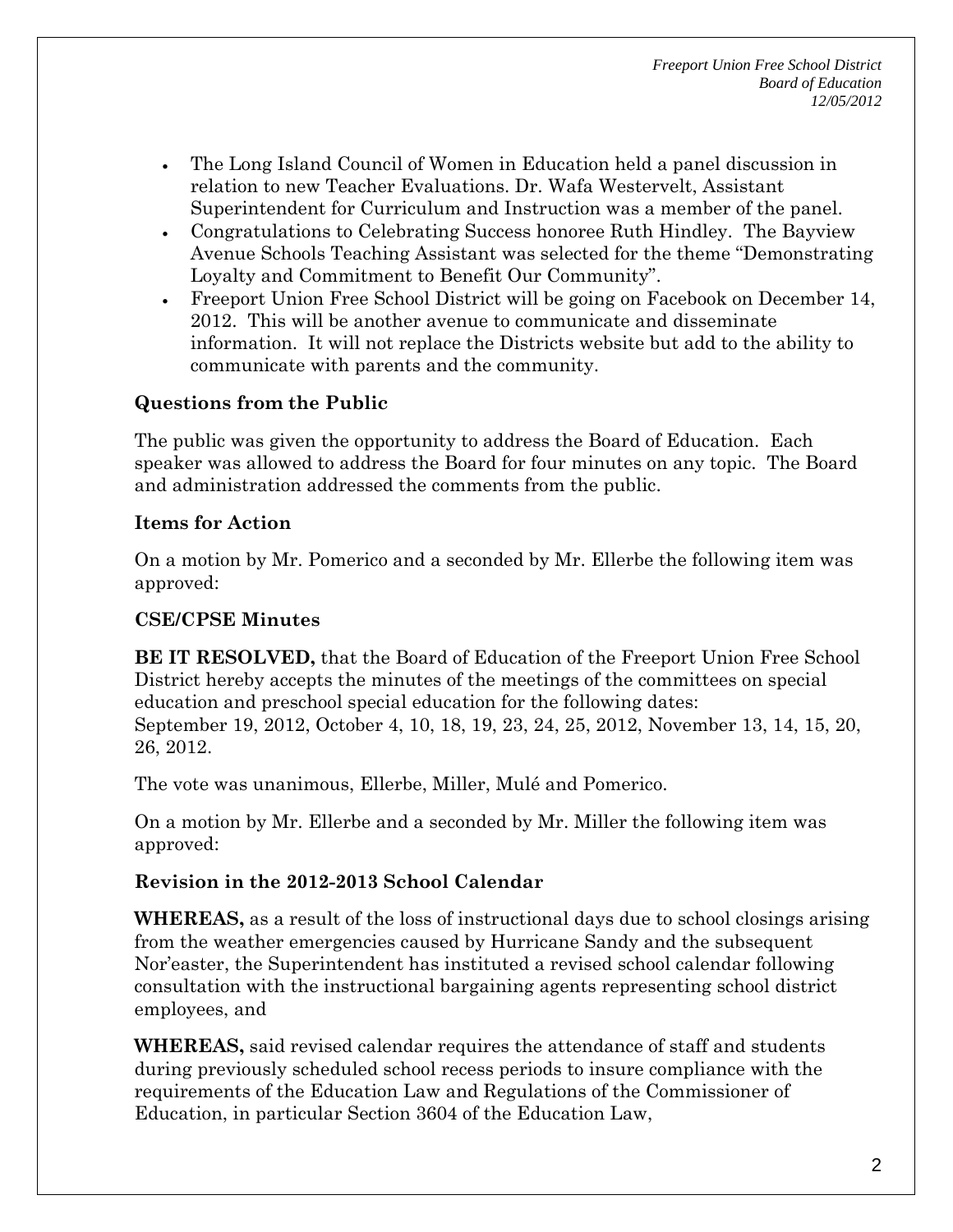- The Long Island Council of Women in Education held a panel discussion in relation to new Teacher Evaluations. Dr. Wafa Westervelt, Assistant Superintendent for Curriculum and Instruction was a member of the panel.
- Congratulations to Celebrating Success honoree Ruth Hindley. The Bayview Avenue Schools Teaching Assistant was selected for the theme "Demonstrating Loyalty and Commitment to Benefit Our Community".
- Freeport Union Free School District will be going on Facebook on December 14, 2012. This will be another avenue to communicate and disseminate information. It will not replace the Districts website but add to the ability to communicate with parents and the community.

### Questions from the Public

The public was given the opportunity to address the Board of Education. Each speaker was allowed to address the Board for four minutes on any topic. The Board and administration addressed the comments from the public.

### Items for Action

On a motion by Mr. Pomerico and a seconded by Mr. Ellerbe the following item was approved:

### CSE/CPSE Minutes

**BE IT RESOLVED,** that the Board of Education of the Freeport Union Free School District hereby accepts the minutes of the meetings of the committees on special education and preschool special education for the following dates:
September 19, 2012, October 4, 10, 18, 19, 23, 24, 25, 2012, November 13, 14, 15, 20, 26, 2012.

The vote was unanimous, Ellerbe, Miller, Mulé and Pomerico.

On a motion by Mr. Ellerbe and a seconded by Mr. Miller the following item was approved:

### Revision in the 2012-2013 School Calendar

**WHEREAS,** as a result of the loss of instructional days due to school closings arising from the weather emergencies caused by Hurricane Sandy and the subsequent Nor'easter, the Superintendent has instituted a revised school calendar following consultation with the instructional bargaining agents representing school district employees, and

**WHEREAS,** said revised calendar requires the attendance of staff and students during previously scheduled school recess periods to insure compliance with the requirements of the Education Law and Regulations of the Commissioner of Education, in particular Section 3604 of the Education Law,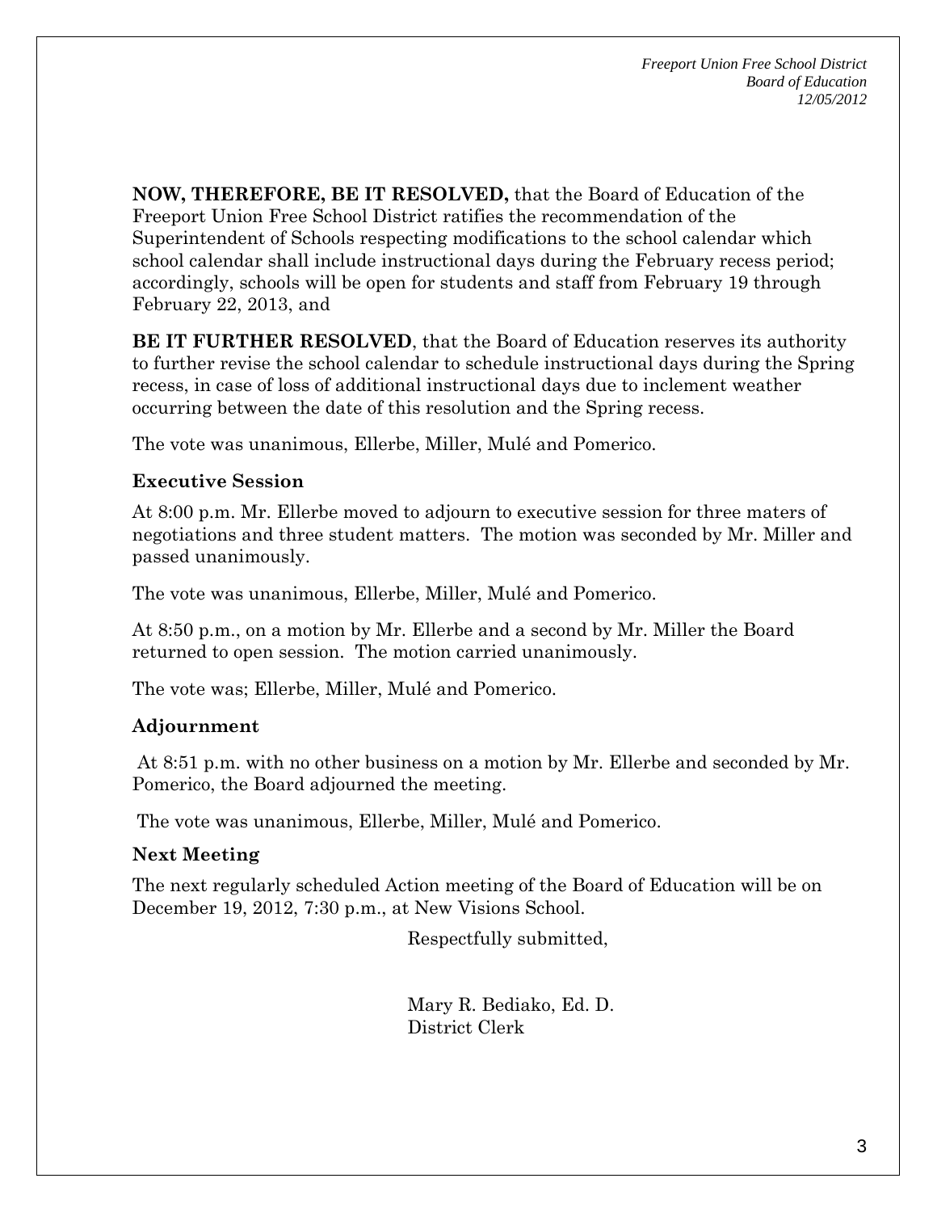**NOW, THEREFORE, BE IT RESOLVED,** that the Board of Education of the Freeport Union Free School District ratifies the recommendation of the Superintendent of Schools respecting modifications to the school calendar which school calendar shall include instructional days during the February recess period; accordingly, schools will be open for students and staff from February 19 through February 22, 2013, and

**BE IT FURTHER RESOLVED**, that the Board of Education reserves its authority to further revise the school calendar to schedule instructional days during the Spring recess, in case of loss of additional instructional days due to inclement weather occurring between the date of this resolution and the Spring recess.

The vote was unanimous, Ellerbe, Miller, Mulé and Pomerico.

### Executive Session

At 8:00 p.m. Mr. Ellerbe moved to adjourn to executive session for three maters of negotiations and three student matters. The motion was seconded by Mr. Miller and passed unanimously.

The vote was unanimous, Ellerbe, Miller, Mulé and Pomerico.

At 8:50 p.m., on a motion by Mr. Ellerbe and a second by Mr. Miller the Board returned to open session. The motion carried unanimously.

The vote was; Ellerbe, Miller, Mulé and Pomerico.

### Adjournment

At 8:51 p.m. with no other business on a motion by Mr. Ellerbe and seconded by Mr. Pomerico, the Board adjourned the meeting.

The vote was unanimous, Ellerbe, Miller, Mulé and Pomerico.

### Next Meeting

The next regularly scheduled Action meeting of the Board of Education will be on December 19, 2012, 7:30 p.m., at New Visions School.

Respectfully submitted,

Mary R. Bediako, Ed. D.
District Clerk